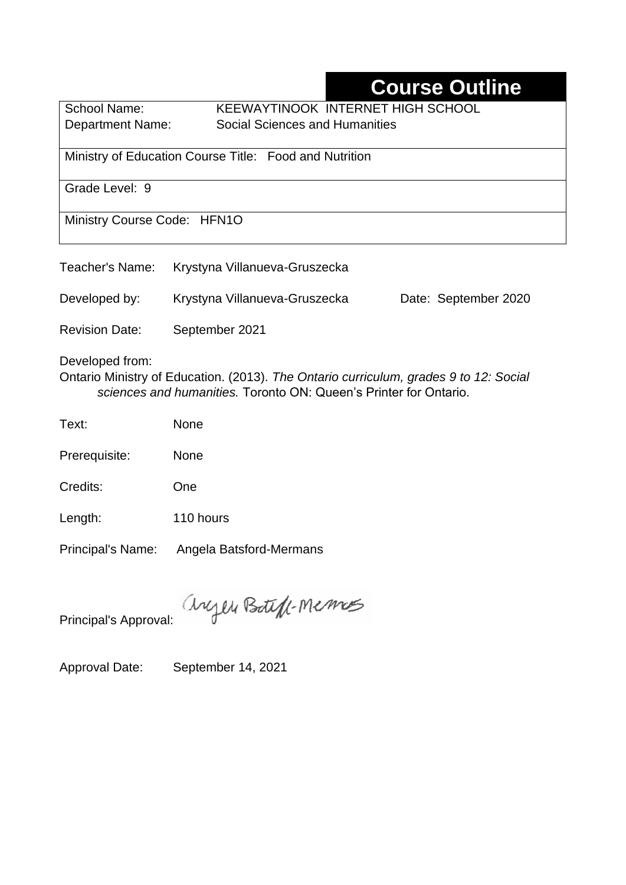# Course Outline

School Name: KEEWAYTINOOK INTERNET HIGH SCHOOL
Department Name: Social Sciences and Humanities

Ministry of Education Course Title: Food and Nutrition

Grade Level: 9

Ministry Course Code: HFN1O

Teacher's Name: Krystyna Villanueva-Gruszecka

Developed by: Krystyna Villanueva-Gruszecka Date: September 2020

Revision Date: September 2021

Developed from:
Ontario Ministry of Education. (2013). *The Ontario curriculum, grades 9 to 12: Social sciences and humanities.* Toronto ON: Queen's Printer for Ontario.

Text: None

Prerequisite: None

Credits: One

Length: 110 hours

Principal's Name: Angela Batsford-Mermans

Principal's Approval: Angela Batsford-Mermans

Approval Date: September 14, 2021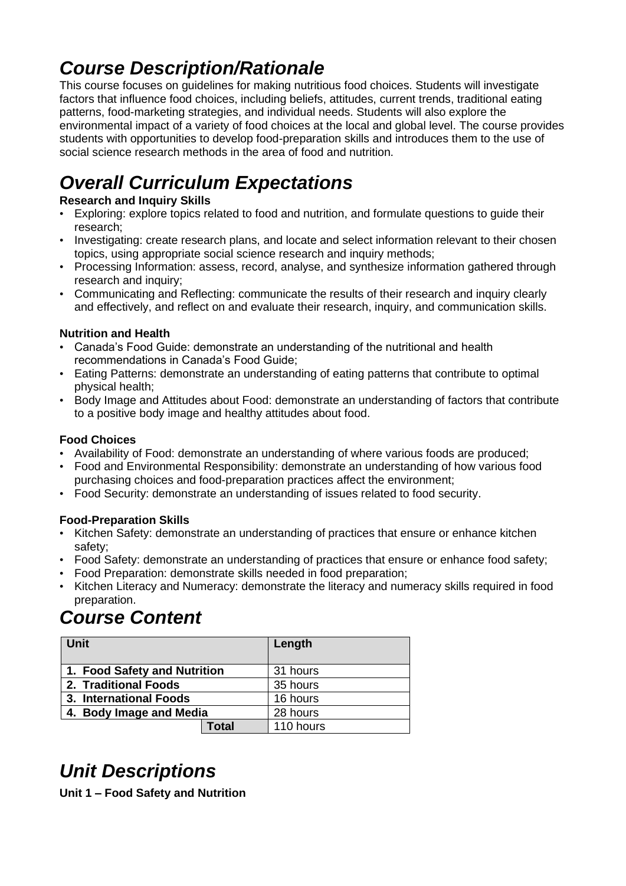# *Course Description/Rationale*

This course focuses on guidelines for making nutritious food choices. Students will investigate factors that influence food choices, including beliefs, attitudes, current trends, traditional eating patterns, food-marketing strategies, and individual needs. Students will also explore the environmental impact of a variety of food choices at the local and global level. The course provides students with opportunities to develop food-preparation skills and introduces them to the use of social science research methods in the area of food and nutrition.

# *Overall Curriculum Expectations*

**Research and Inquiry Skills**

- Exploring: explore topics related to food and nutrition, and formulate questions to guide their research;
- Investigating: create research plans, and locate and select information relevant to their chosen topics, using appropriate social science research and inquiry methods;
- Processing Information: assess, record, analyse, and synthesize information gathered through research and inquiry;
- Communicating and Reflecting: communicate the results of their research and inquiry clearly and effectively, and reflect on and evaluate their research, inquiry, and communication skills.

**Nutrition and Health**

- Canada's Food Guide: demonstrate an understanding of the nutritional and health recommendations in Canada's Food Guide;
- Eating Patterns: demonstrate an understanding of eating patterns that contribute to optimal physical health;
- Body Image and Attitudes about Food: demonstrate an understanding of factors that contribute to a positive body image and healthy attitudes about food.

**Food Choices**

- Availability of Food: demonstrate an understanding of where various foods are produced;
- Food and Environmental Responsibility: demonstrate an understanding of how various food purchasing choices and food-preparation practices affect the environment;
- Food Security: demonstrate an understanding of issues related to food security.

**Food-Preparation Skills**

- Kitchen Safety: demonstrate an understanding of practices that ensure or enhance kitchen safety;
- Food Safety: demonstrate an understanding of practices that ensure or enhance food safety;
- Food Preparation: demonstrate skills needed in food preparation;
- Kitchen Literacy and Numeracy: demonstrate the literacy and numeracy skills required in food preparation.

# *Course Content*

| Unit | Length |
|---|---|
| **1. Food Safety and Nutrition** | 31 hours |
| **2. Traditional Foods** | 35 hours |
| **3. International Foods** | 16 hours |
| **4. Body Image and Media** | 28 hours |
| **Total** | 110 hours |

# *Unit Descriptions*

**Unit 1 – Food Safety and Nutrition**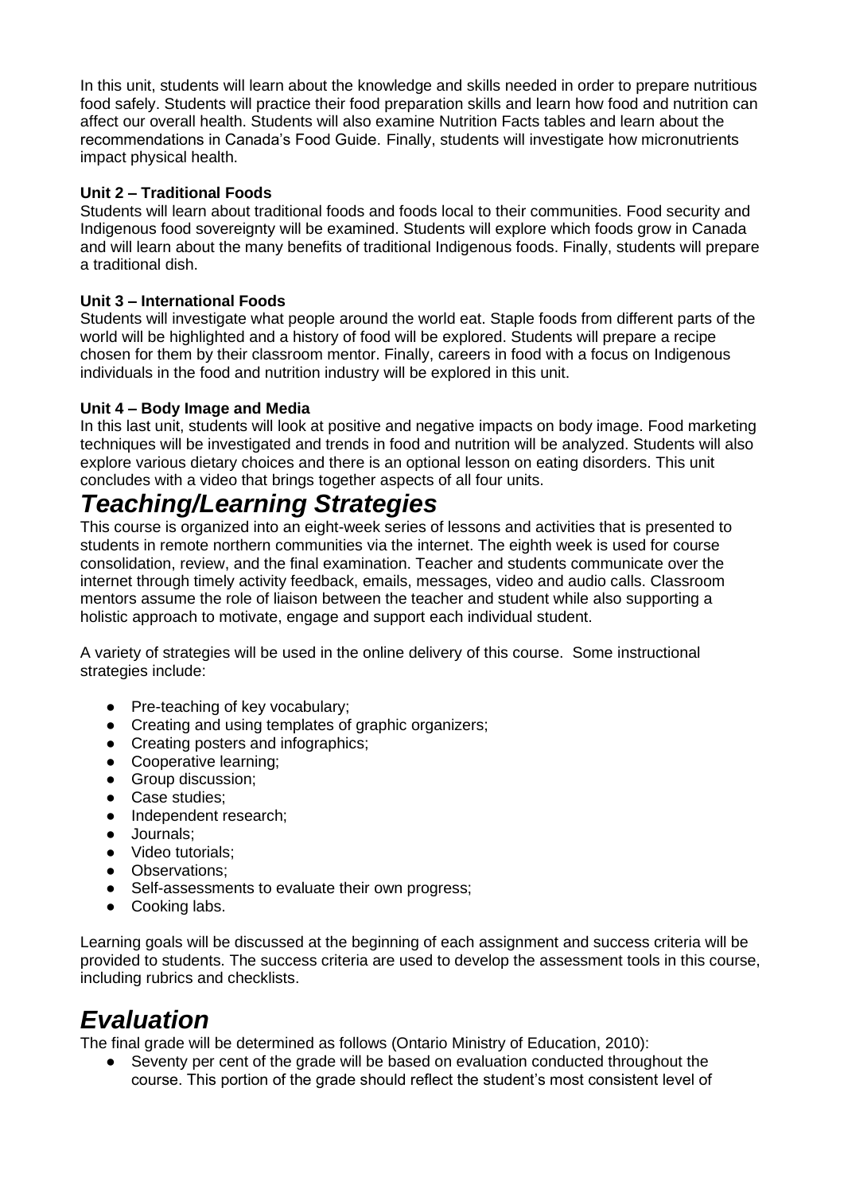In this unit, students will learn about the knowledge and skills needed in order to prepare nutritious food safely. Students will practice their food preparation skills and learn how food and nutrition can affect our overall health. Students will also examine Nutrition Facts tables and learn about the recommendations in Canada's Food Guide. Finally, students will investigate how micronutrients impact physical health.

**Unit 2 – Traditional Foods**
Students will learn about traditional foods and foods local to their communities. Food security and Indigenous food sovereignty will be examined. Students will explore which foods grow in Canada and will learn about the many benefits of traditional Indigenous foods. Finally, students will prepare a traditional dish.

**Unit 3 – International Foods**
Students will investigate what people around the world eat. Staple foods from different parts of the world will be highlighted and a history of food will be explored. Students will prepare a recipe chosen for them by their classroom mentor. Finally, careers in food with a focus on Indigenous individuals in the food and nutrition industry will be explored in this unit.

**Unit 4 – Body Image and Media**
In this last unit, students will look at positive and negative impacts on body image. Food marketing techniques will be investigated and trends in food and nutrition will be analyzed. Students will also explore various dietary choices and there is an optional lesson on eating disorders. This unit concludes with a video that brings together aspects of all four units.

# *Teaching/Learning Strategies*

This course is organized into an eight-week series of lessons and activities that is presented to students in remote northern communities via the internet. The eighth week is used for course consolidation, review, and the final examination. Teacher and students communicate over the internet through timely activity feedback, emails, messages, video and audio calls. Classroom mentors assume the role of liaison between the teacher and student while also supporting a holistic approach to motivate, engage and support each individual student.

A variety of strategies will be used in the online delivery of this course. Some instructional strategies include:

- Pre-teaching of key vocabulary;
- Creating and using templates of graphic organizers;
- Creating posters and infographics;
- Cooperative learning;
- Group discussion;
- Case studies;
- Independent research;
- Journals;
- Video tutorials;
- Observations;
- Self-assessments to evaluate their own progress;
- Cooking labs.

Learning goals will be discussed at the beginning of each assignment and success criteria will be provided to students. The success criteria are used to develop the assessment tools in this course, including rubrics and checklists.

# *Evaluation*

The final grade will be determined as follows (Ontario Ministry of Education, 2010):

- Seventy per cent of the grade will be based on evaluation conducted throughout the course. This portion of the grade should reflect the student's most consistent level of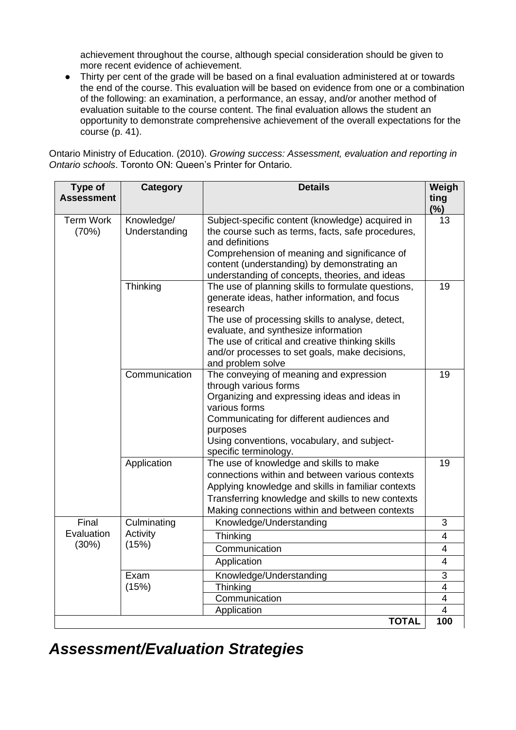achievement throughout the course, although special consideration should be given to more recent evidence of achievement.

- Thirty per cent of the grade will be based on a final evaluation administered at or towards the end of the course. This evaluation will be based on evidence from one or a combination of the following: an examination, a performance, an essay, and/or another method of evaluation suitable to the course content. The final evaluation allows the student an opportunity to demonstrate comprehensive achievement of the overall expectations for the course (p. 41).

Ontario Ministry of Education. (2010). *Growing success: Assessment, evaluation and reporting in Ontario schools*. Toronto ON: Queen's Printer for Ontario.

| Type of Assessment | Category | Details | Weighting (%) |
|---|---|---|---|
| Term Work (70%) | Knowledge/ Understanding | Subject-specific content (knowledge) acquired in the course such as terms, facts, safe procedures, and definitions<br>Comprehension of meaning and significance of content (understanding) by demonstrating an understanding of concepts, theories, and ideas | 13 |
| | Thinking | The use of planning skills to formulate questions, generate ideas, hather information, and focus research<br>The use of processing skills to analyse, detect, evaluate, and synthesize information<br>The use of critical and creative thinking skills and/or processes to set goals, make decisions, and problem solve | 19 |
| | Communication | The conveying of meaning and expression through various forms<br>Organizing and expressing ideas and ideas in various forms<br>Communicating for different audiences and purposes<br>Using conventions, vocabulary, and subject-specific terminology. | 19 |
| | Application | The use of knowledge and skills to make connections within and between various contexts<br>Applying knowledge and skills in familiar contexts<br>Transferring knowledge and skills to new contexts<br>Making connections within and between contexts | 19 |
| Final Evaluation (30%) | Culminating Activity (15%) | Knowledge/Understanding | 3 |
| | | Thinking | 4 |
| | | Communication | 4 |
| | | Application | 4 |
| | Exam (15%) | Knowledge/Understanding | 3 |
| | | Thinking | 4 |
| | | Communication | 4 |
| | | Application | 4 |
| | | **TOTAL** | **100** |

## *Assessment/Evaluation Strategies*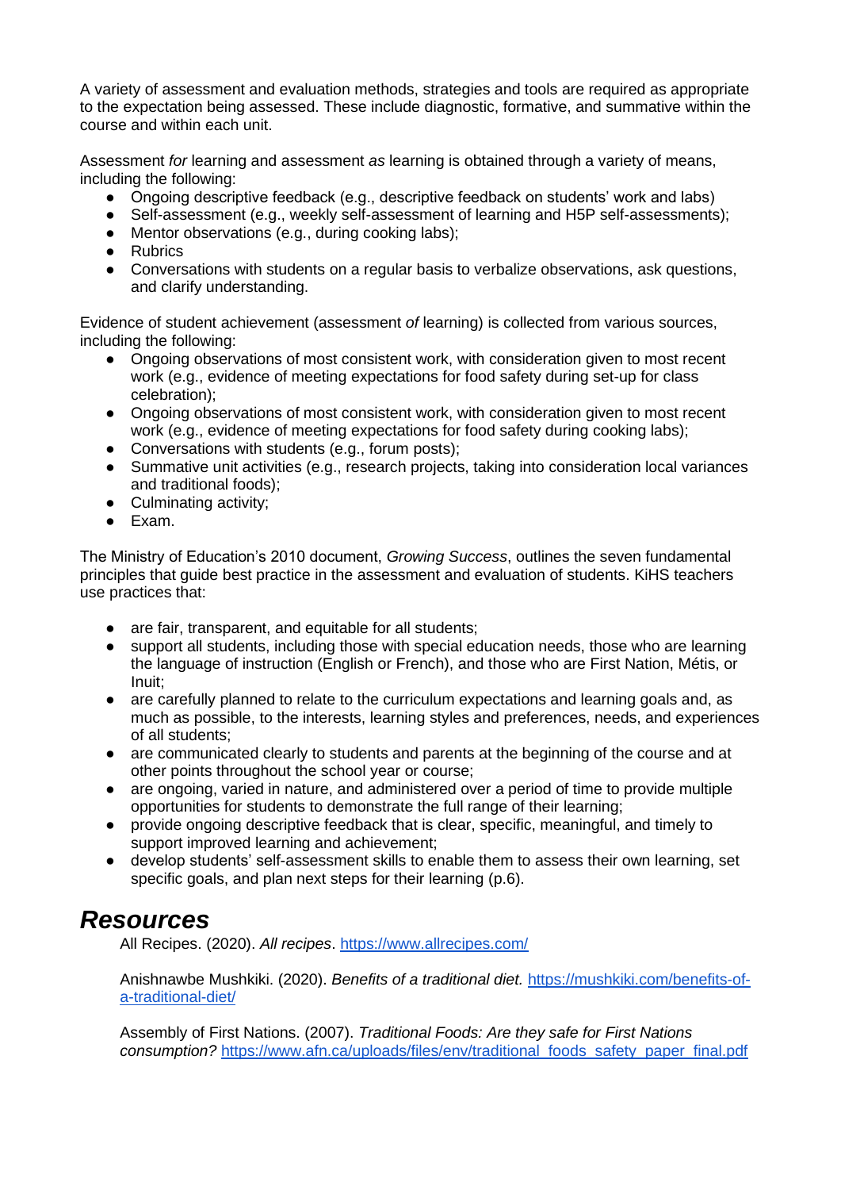A variety of assessment and evaluation methods, strategies and tools are required as appropriate to the expectation being assessed. These include diagnostic, formative, and summative within the course and within each unit.

Assessment *for* learning and assessment *as* learning is obtained through a variety of means, including the following:

- Ongoing descriptive feedback (e.g., descriptive feedback on students' work and labs)
- Self-assessment (e.g., weekly self-assessment of learning and H5P self-assessments);
- Mentor observations (e.g., during cooking labs);
- Rubrics
- Conversations with students on a regular basis to verbalize observations, ask questions, and clarify understanding.

Evidence of student achievement (assessment *of* learning) is collected from various sources, including the following:

- Ongoing observations of most consistent work, with consideration given to most recent work (e.g., evidence of meeting expectations for food safety during set-up for class celebration);
- Ongoing observations of most consistent work, with consideration given to most recent work (e.g., evidence of meeting expectations for food safety during cooking labs);
- Conversations with students (e.g., forum posts);
- Summative unit activities (e.g., research projects, taking into consideration local variances and traditional foods);
- Culminating activity;
- Exam.

The Ministry of Education's 2010 document, *Growing Success*, outlines the seven fundamental principles that guide best practice in the assessment and evaluation of students. KiHS teachers use practices that:

- are fair, transparent, and equitable for all students;
- support all students, including those with special education needs, those who are learning the language of instruction (English or French), and those who are First Nation, Métis, or Inuit;
- are carefully planned to relate to the curriculum expectations and learning goals and, as much as possible, to the interests, learning styles and preferences, needs, and experiences of all students;
- are communicated clearly to students and parents at the beginning of the course and at other points throughout the school year or course;
- are ongoing, varied in nature, and administered over a period of time to provide multiple opportunities for students to demonstrate the full range of their learning;
- provide ongoing descriptive feedback that is clear, specific, meaningful, and timely to support improved learning and achievement;
- develop students' self-assessment skills to enable them to assess their own learning, set specific goals, and plan next steps for their learning (p.6).

## *Resources*

All Recipes. (2020). *All recipes*. https://www.allrecipes.com/

Anishnawbe Mushkiki. (2020). *Benefits of a traditional diet.* https://mushkiki.com/benefits-of-a-traditional-diet/

Assembly of First Nations. (2007). *Traditional Foods: Are they safe for First Nations consumption?* https://www.afn.ca/uploads/files/env/traditional_foods_safety_paper_final.pdf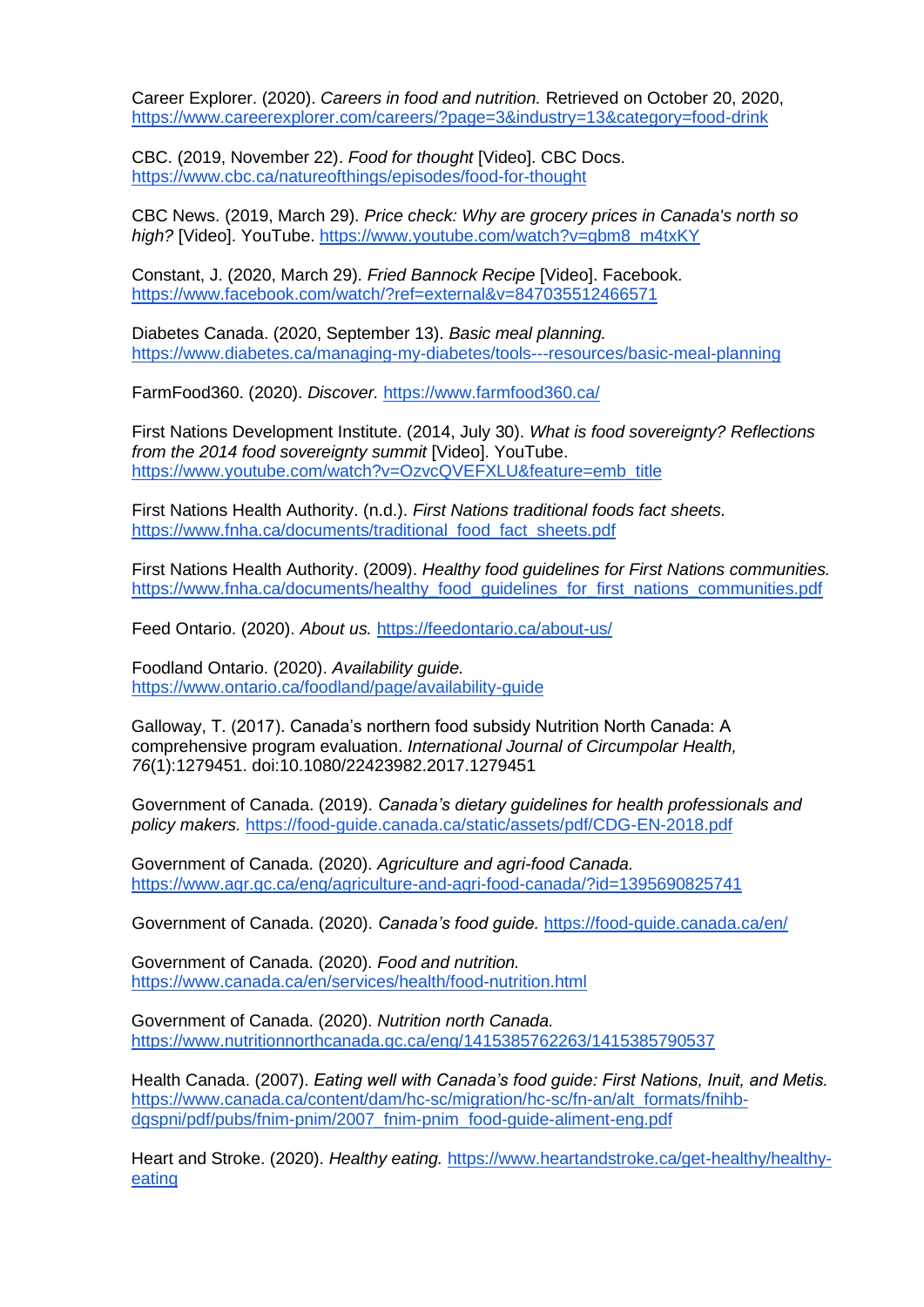Career Explorer. (2020). *Careers in food and nutrition.* Retrieved on October 20, 2020, https://www.careerexplorer.com/careers/?page=3&industry=13&category=food-drink

CBC. (2019, November 22). *Food for thought* [Video]. CBC Docs. https://www.cbc.ca/natureofthings/episodes/food-for-thought

CBC News. (2019, March 29). *Price check: Why are grocery prices in Canada's north so high?* [Video]. YouTube. https://www.youtube.com/watch?v=gbm8_m4txKY

Constant, J. (2020, March 29). *Fried Bannock Recipe* [Video]. Facebook. https://www.facebook.com/watch/?ref=external&v=847035512466571

Diabetes Canada. (2020, September 13). *Basic meal planning.* https://www.diabetes.ca/managing-my-diabetes/tools---resources/basic-meal-planning

FarmFood360. (2020). *Discover.* https://www.farmfood360.ca/

First Nations Development Institute. (2014, July 30). *What is food sovereignty? Reflections from the 2014 food sovereignty summit* [Video]. YouTube. https://www.youtube.com/watch?v=OzvcQVEFXLU&feature=emb_title

First Nations Health Authority. (n.d.). *First Nations traditional foods fact sheets.* https://www.fnha.ca/documents/traditional_food_fact_sheets.pdf

First Nations Health Authority. (2009). *Healthy food guidelines for First Nations communities.* https://www.fnha.ca/documents/healthy_food_guidelines_for_first_nations_communities.pdf

Feed Ontario. (2020). *About us.* https://feedontario.ca/about-us/

Foodland Ontario. (2020). *Availability guide.* https://www.ontario.ca/foodland/page/availability-guide

Galloway, T. (2017). Canada's northern food subsidy Nutrition North Canada: A comprehensive program evaluation. *International Journal of Circumpolar Health, 76*(1):1279451. doi:10.1080/22423982.2017.1279451

Government of Canada. (2019). *Canada's dietary guidelines for health professionals and policy makers.* https://food-guide.canada.ca/static/assets/pdf/CDG-EN-2018.pdf

Government of Canada. (2020). *Agriculture and agri-food Canada.* https://www.agr.gc.ca/eng/agriculture-and-agri-food-canada/?id=1395690825741

Government of Canada. (2020). *Canada's food guide.* https://food-guide.canada.ca/en/

Government of Canada. (2020). *Food and nutrition.* https://www.canada.ca/en/services/health/food-nutrition.html

Government of Canada. (2020). *Nutrition north Canada.* https://www.nutritionnorthcanada.gc.ca/eng/1415385762263/1415385790537

Health Canada. (2007). *Eating well with Canada's food guide: First Nations, Inuit, and Metis.* https://www.canada.ca/content/dam/hc-sc/migration/hc-sc/fn-an/alt_formats/fnihb-dgspni/pdf/pubs/fnim-pnim/2007_fnim-pnim_food-guide-aliment-eng.pdf

Heart and Stroke. (2020). *Healthy eating.* https://www.heartandstroke.ca/get-healthy/healthy-eating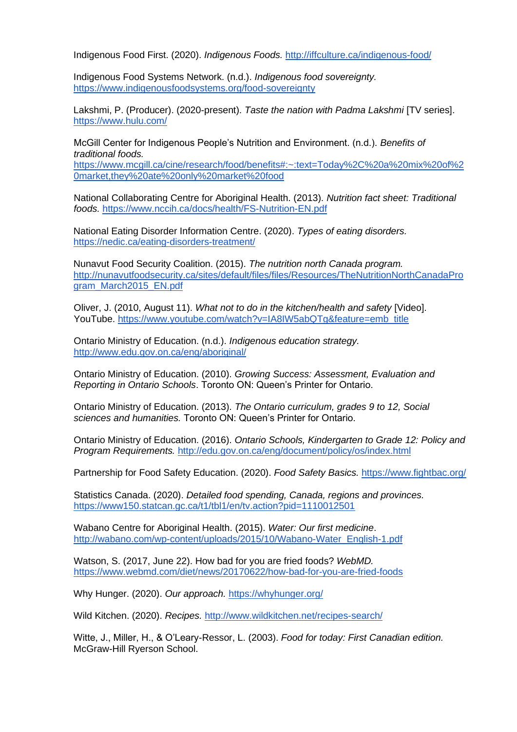Indigenous Food First. (2020). *Indigenous Foods.* http://iffculture.ca/indigenous-food/

Indigenous Food Systems Network. (n.d.). *Indigenous food sovereignty.* https://www.indigenousfoodsystems.org/food-sovereignty

Lakshmi, P. (Producer). (2020-present). *Taste the nation with Padma Lakshmi* [TV series]. https://www.hulu.com/

McGill Center for Indigenous People's Nutrition and Environment. (n.d.). *Benefits of traditional foods.* https://www.mcgill.ca/cine/research/food/benefits#:~:text=Today%2C%20a%20mix%20of%20market,they%20ate%20only%20market%20food

National Collaborating Centre for Aboriginal Health. (2013). *Nutrition fact sheet: Traditional foods.* https://www.nccih.ca/docs/health/FS-Nutrition-EN.pdf

National Eating Disorder Information Centre. (2020). *Types of eating disorders.* https://nedic.ca/eating-disorders-treatment/

Nunavut Food Security Coalition. (2015). *The nutrition north Canada program.* http://nunavutfoodsecurity.ca/sites/default/files/files/Resources/TheNutritionNorthCanadaProgram_March2015_EN.pdf

Oliver, J. (2010, August 11). *What not to do in the kitchen/health and safety* [Video]. YouTube. https://www.youtube.com/watch?v=IA8IW5abQTg&feature=emb_title

Ontario Ministry of Education. (n.d.). *Indigenous education strategy.* http://www.edu.gov.on.ca/eng/aboriginal/

Ontario Ministry of Education. (2010). *Growing Success: Assessment, Evaluation and Reporting in Ontario Schools*. Toronto ON: Queen's Printer for Ontario.

Ontario Ministry of Education. (2013). *The Ontario curriculum, grades 9 to 12, Social sciences and humanities.* Toronto ON: Queen's Printer for Ontario.

Ontario Ministry of Education. (2016). *Ontario Schools, Kindergarten to Grade 12: Policy and Program Requirements.* http://edu.gov.on.ca/eng/document/policy/os/index.html

Partnership for Food Safety Education. (2020). *Food Safety Basics.* https://www.fightbac.org/

Statistics Canada. (2020). *Detailed food spending, Canada, regions and provinces.* https://www150.statcan.gc.ca/t1/tbl1/en/tv.action?pid=1110012501

Wabano Centre for Aboriginal Health. (2015). *Water: Our first medicine*. http://wabano.com/wp-content/uploads/2015/10/Wabano-Water_English-1.pdf

Watson, S. (2017, June 22). How bad for you are fried foods? *WebMD.* https://www.webmd.com/diet/news/20170622/how-bad-for-you-are-fried-foods

Why Hunger. (2020). *Our approach.* https://whyhunger.org/

Wild Kitchen. (2020). *Recipes.* http://www.wildkitchen.net/recipes-search/

Witte, J., Miller, H., & O'Leary-Ressor, L. (2003). *Food for today: First Canadian edition.* McGraw-Hill Ryerson School.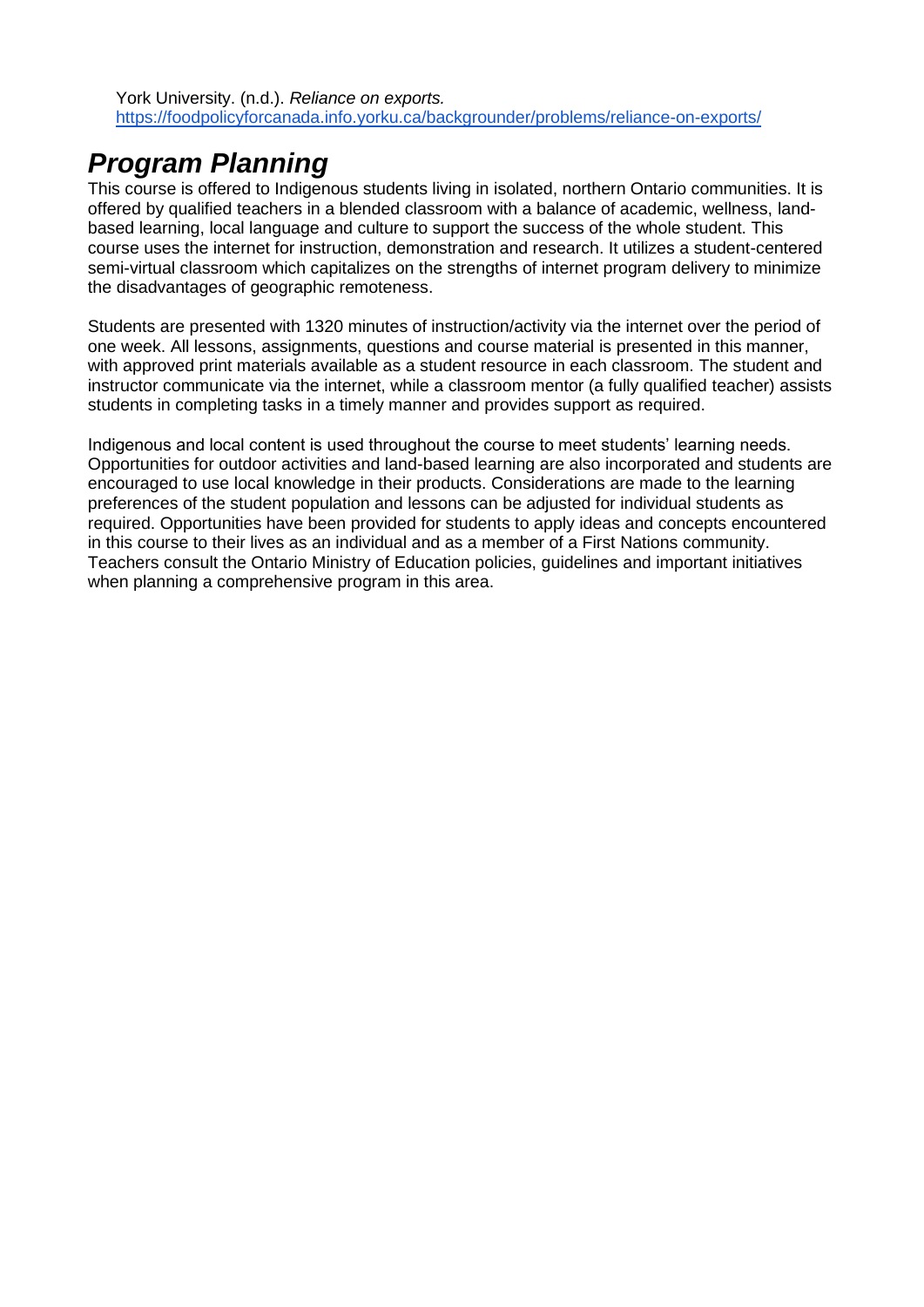York University. (n.d.). *Reliance on exports.* https://foodpolicyforcanada.info.yorku.ca/backgrounder/problems/reliance-on-exports/

## ***Program Planning***

This course is offered to Indigenous students living in isolated, northern Ontario communities. It is offered by qualified teachers in a blended classroom with a balance of academic, wellness, land-based learning, local language and culture to support the success of the whole student. This course uses the internet for instruction, demonstration and research. It utilizes a student-centered semi-virtual classroom which capitalizes on the strengths of internet program delivery to minimize the disadvantages of geographic remoteness.

Students are presented with 1320 minutes of instruction/activity via the internet over the period of one week. All lessons, assignments, questions and course material is presented in this manner, with approved print materials available as a student resource in each classroom. The student and instructor communicate via the internet, while a classroom mentor (a fully qualified teacher) assists students in completing tasks in a timely manner and provides support as required.

Indigenous and local content is used throughout the course to meet students' learning needs. Opportunities for outdoor activities and land-based learning are also incorporated and students are encouraged to use local knowledge in their products. Considerations are made to the learning preferences of the student population and lessons can be adjusted for individual students as required. Opportunities have been provided for students to apply ideas and concepts encountered in this course to their lives as an individual and as a member of a First Nations community. Teachers consult the Ontario Ministry of Education policies, guidelines and important initiatives when planning a comprehensive program in this area.